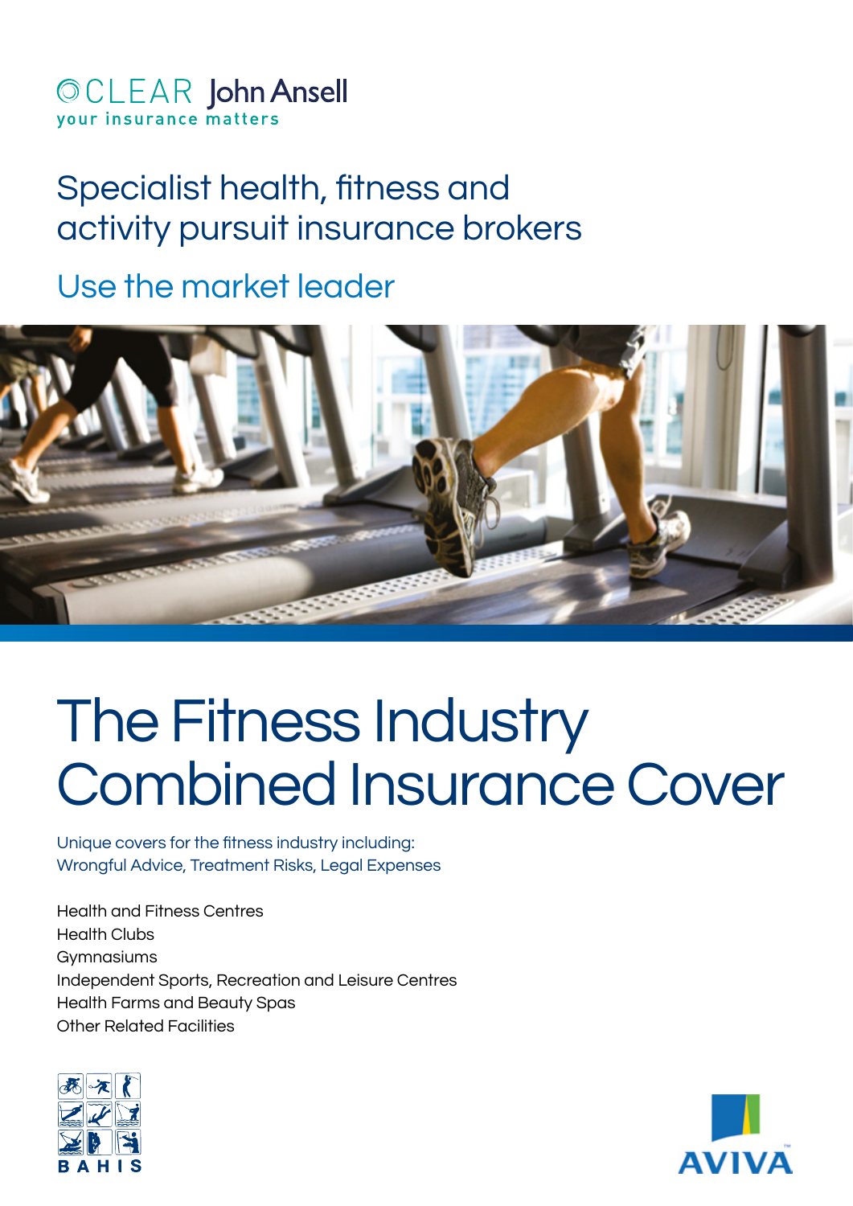CLEAR John Ansell
your insurance matters

## Specialist health, fitness and activity pursuit insurance brokers

### Use the market leader

# The Fitness Industry Combined Insurance Cover

Unique covers for the fitness industry including:
Wrongful Advice, Treatment Risks, Legal Expenses

Health and Fitness Centres
Health Clubs
Gymnasiums
Independent Sports, Recreation and Leisure Centres
Health Farms and Beauty Spas
Other Related Facilities

BAHIS

AVIVA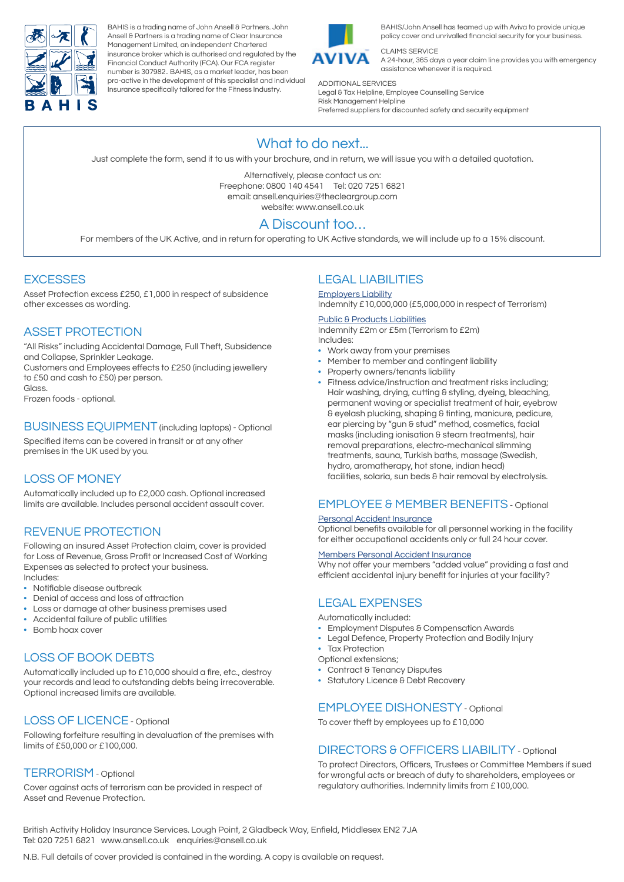BAHIS

BAHIS is a trading name of John Ansell & Partners. John Ansell & Partners is a trading name of Clear Insurance Management Limited, an independent Chartered insurance broker which is authorised and regulated by the Financial Conduct Authority (FCA). Our FCA register number is 307982.. BAHIS, as a market leader, has been pro-active in the development of this specialist and individual Insurance specifically tailored for the Fitness Industry.

AVIVA

BAHIS/John Ansell has teamed up with Aviva to provide unique policy cover and unrivalled financial security for your business.

CLAIMS SERVICE
A 24-hour, 365 days a year claim line provides you with emergency assistance whenever it is required.

ADDITIONAL SERVICES
Legal & Tax Helpline, Employee Counselling Service
Risk Management Helpline
Preferred suppliers for discounted safety and security equipment

## What to do next...

Just complete the form, send it to us with your brochure, and in return, we will issue you with a detailed quotation.

Alternatively, please contact us on:
Freephone: 0800 140 4541 Tel: 020 7251 6821
email: ansell.enquiries@thecleargroup.com
website: www.ansell.co.uk

## A Discount too…

For members of the UK Active, and in return for operating to UK Active standards, we will include up to a 15% discount.

## EXCESSES

Asset Protection excess £250, £1,000 in respect of subsidence other excesses as wording.

## ASSET PROTECTION

"All Risks" including Accidental Damage, Full Theft, Subsidence and Collapse, Sprinkler Leakage.
Customers and Employees effects to £250 (including jewellery to £50 and cash to £50) per person.
Glass.
Frozen foods - optional.

## BUSINESS EQUIPMENT (including laptops) - Optional

Specified items can be covered in transit or at any other premises in the UK used by you.

## LOSS OF MONEY

Automatically included up to £2,000 cash. Optional increased limits are available. Includes personal accident assault cover.

## REVENUE PROTECTION

Following an insured Asset Protection claim, cover is provided for Loss of Revenue, Gross Profit or Increased Cost of Working Expenses as selected to protect your business.
Includes:

- Notifiable disease outbreak
- Denial of access and loss of attraction
- Loss or damage at other business premises used
- Accidental failure of public utilities
- Bomb hoax cover

## LOSS OF BOOK DEBTS

Automatically included up to £10,000 should a fire, etc., destroy your records and lead to outstanding debts being irrecoverable. Optional increased limits are available.

## LOSS OF LICENCE - Optional

Following forfeiture resulting in devaluation of the premises with limits of £50,000 or £100,000.

## TERRORISM - Optional

Cover against acts of terrorism can be provided in respect of Asset and Revenue Protection.

## LEGAL LIABILITIES

Employers Liability
Indemnity £10,000,000 (£5,000,000 in respect of Terrorism)

Public & Products Liabilities
Indemnity £2m or £5m (Terrorism to £2m)
Includes:

- Work away from your premises
- Member to member and contingent liability
- Property owners/tenants liability
- Fitness advice/instruction and treatment risks including; Hair washing, drying, cutting & styling, dyeing, bleaching, permanent waving or specialist treatment of hair, eyebrow & eyelash plucking, shaping & tinting, manicure, pedicure, ear piercing by "gun & stud" method, cosmetics, facial masks (including ionisation & steam treatments), hair removal preparations, electro-mechanical slimming treatments, sauna, Turkish baths, massage (Swedish, hydro, aromatherapy, hot stone, indian head) facilities, solaria, sun beds & hair removal by electrolysis.

## EMPLOYEE & MEMBER BENEFITS - Optional

Personal Accident Insurance
Optional benefits available for all personnel working in the facility for either occupational accidents only or full 24 hour cover.

Members Personal Accident Insurance
Why not offer your members "added value" providing a fast and efficient accidental injury benefit for injuries at your facility?

## LEGAL EXPENSES

Automatically included:

- Employment Disputes & Compensation Awards
- Legal Defence, Property Protection and Bodily Injury
- Tax Protection

Optional extensions;

- Contract & Tenancy Disputes
- Statutory Licence & Debt Recovery

## EMPLOYEE DISHONESTY - Optional

To cover theft by employees up to £10,000

## DIRECTORS & OFFICERS LIABILITY - Optional

To protect Directors, Officers, Trustees or Committee Members if sued for wrongful acts or breach of duty to shareholders, employees or regulatory authorities. Indemnity limits from £100,000.

British Activity Holiday Insurance Services. Lough Point, 2 Gladbeck Way, Enfield, Middlesex EN2 7JA
Tel: 020 7251 6821 www.ansell.co.uk enquiries@ansell.co.uk

N.B. Full details of cover provided is contained in the wording. A copy is available on request.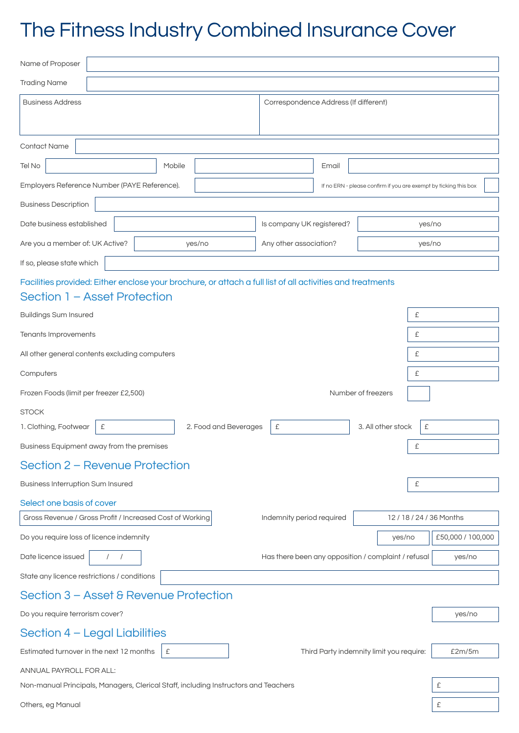# The Fitness Industry Combined Insurance Cover

| | |
|---|---|
| Name of Proposer | |
| Trading Name | |

| Business Address | Correspondence Address (If different) |
|---|---|
| | |

| | |
|---|---|
| Contact Name | |

| Tel No | | Mobile | | Email | |
|---|---|---|---|---|---|

| Employers Reference Number (PAYE Reference). | | If no ERN - please confirm if you are exempt by ticking this box | |
|---|---|---|---|

| | |
|---|---|
| Business Description | |

| Date business established | | Is company UK registered? | yes/no |
|---|---|---|---|
| Are you a member of: UK Active? | yes/no | Any other association? | yes/no |

| | |
|---|---|
| If so, please state which | |

Facilities provided: Either enclose your brochure, or attach a full list of all activities and treatments

## Section 1 – Asset Protection

| | |
|---|---|
| Buildings Sum Insured | £ |
| Tenants Improvements | £ |
| All other general contents excluding computers | £ |
| Computers | £ |
| Frozen Foods (limit per freezer £2,500) — Number of freezers | |

STOCK

| 1. Clothing, Footwear | £ | 2. Food and Beverages | £ | 3. All other stock | £ |
|---|---|---|---|---|---|

| | |
|---|---|
| Business Equipment away from the premises | £ |

## Section 2 – Revenue Protection

| | |
|---|---|
| Business Interruption Sum Insured | £ |

Select one basis of cover

| Gross Revenue / Gross Profit / Increased Cost of Working | Indemnity period required | 12 / 18 / 24 / 36 Months |
|---|---|---|

| Do you require loss of licence indemnity | yes/no | £50,000 / 100,000 |
|---|---|---|

| Date licence issued | / / | Has there been any opposition / complaint / refusal | yes/no |
|---|---|---|---|

| | |
|---|---|
| State any licence restrictions / conditions | |

## Section 3 – Asset & Revenue Protection

| | |
|---|---|
| Do you require terrorism cover? | yes/no |

## Section 4 – Legal Liabilities

| Estimated turnover in the next 12 months | £ | Third Party indemnity limit you require: | £2m/5m |
|---|---|---|---|

ANNUAL PAYROLL FOR ALL:

| | |
|---|---|
| Non-manual Principals, Managers, Clerical Staff, including Instructors and Teachers | £ |
| Others, eg Manual | £ |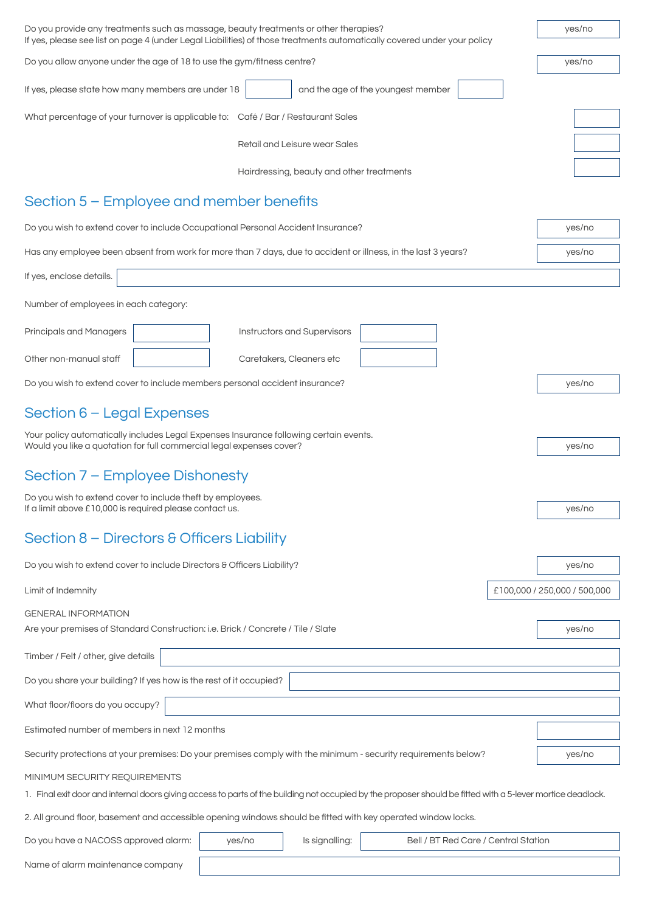Do you provide any treatments such as massage, beauty treatments or other therapies?
If yes, please see list on page 4 (under Legal Liabilities) of those treatments automatically covered under your policy — yes/no

Do you allow anyone under the age of 18 to use the gym/fitness centre? — yes/no

If yes, please state how many members are under 18 ______ and the age of the youngest member ______

What percentage of your turnover is applicable to:

- Café / Bar / Restaurant Sales ______
- Retail and Leisure wear Sales ______
- Hairdressing, beauty and other treatments ______

## Section 5 – Employee and member benefits

Do you wish to extend cover to include Occupational Personal Accident Insurance? — yes/no

Has any employee been absent from work for more than 7 days, due to accident or illness, in the last 3 years? — yes/no

If yes, enclose details. ______

Number of employees in each category:

| | | | |
|---|---|---|---|
| Principals and Managers | | Instructors and Supervisors | |
| Other non-manual staff | | Caretakers, Cleaners etc | |

Do you wish to extend cover to include members personal accident insurance? — yes/no

## Section 6 – Legal Expenses

Your policy automatically includes Legal Expenses Insurance following certain events.
Would you like a quotation for full commercial legal expenses cover? — yes/no

## Section 7 – Employee Dishonesty

Do you wish to extend cover to include theft by employees.
If a limit above £10,000 is required please contact us. — yes/no

## Section 8 – Directors & Officers Liability

Do you wish to extend cover to include Directors & Officers Liability? — yes/no

Limit of Indemnity — £100,000 / 250,000 / 500,000

GENERAL INFORMATION

Are your premises of Standard Construction: i.e. Brick / Concrete / Tile / Slate — yes/no

Timber / Felt / other, give details ______

Do you share your building? If yes how is the rest of it occupied? ______

What floor/floors do you occupy? ______

Estimated number of members in next 12 months ______

Security protections at your premises: Do your premises comply with the minimum - security requirements below? — yes/no

MINIMUM SECURITY REQUIREMENTS

1. Final exit door and internal doors giving access to parts of the building not occupied by the proposer should be fitted with a 5-lever mortice deadlock.

2. All ground floor, basement and accessible opening windows should be fitted with key operated window locks.

Do you have a NACOSS approved alarm: yes/no — Is signalling: Bell / BT Red Care / Central Station

Name of alarm maintenance company ______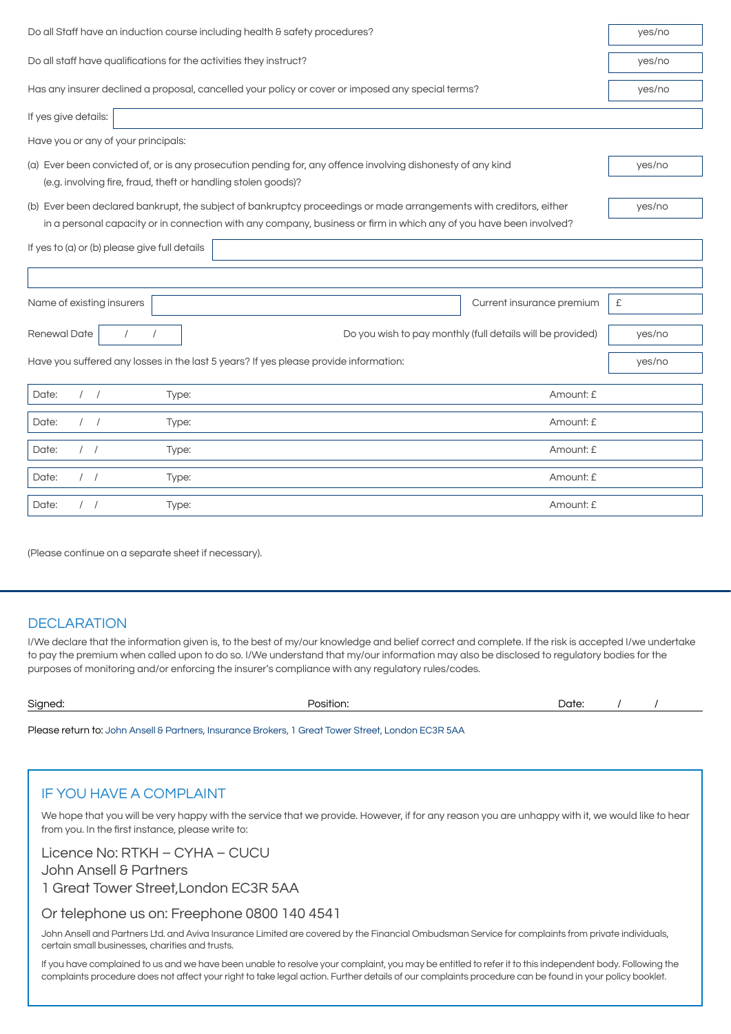Do all Staff have an induction course including health & safety procedures? yes/no

Do all staff have qualifications for the activities they instruct? yes/no

Has any insurer declined a proposal, cancelled your policy or cover or imposed any special terms? yes/no

If yes give details:

Have you or any of your principals:

(a) Ever been convicted of, or is any prosecution pending for, any offence involving dishonesty of any kind (e.g. involving fire, fraud, theft or handling stolen goods)? yes/no

(b) Ever been declared bankrupt, the subject of bankruptcy proceedings or made arrangements with creditors, either in a personal capacity or in connection with any company, business or firm in which any of you have been involved? yes/no

If yes to (a) or (b) please give full details

Name of existing insurers | Current insurance premium £

Renewal Date / / | Do you wish to pay monthly (full details will be provided) yes/no

Have you suffered any losses in the last 5 years? If yes please provide information: yes/no

| Date: / / | Type: | Amount: £ |
|---|---|---|
| Date: / / | Type: | Amount: £ |
| Date: / / | Type: | Amount: £ |
| Date: / / | Type: | Amount: £ |
| Date: / / | Type: | Amount: £ |

(Please continue on a separate sheet if necessary).

## DECLARATION

I/We declare that the information given is, to the best of my/our knowledge and belief correct and complete. If the risk is accepted I/we undertake to pay the premium when called upon to do so. I/We understand that my/our information may also be disclosed to regulatory bodies for the purposes of monitoring and/or enforcing the insurer's compliance with any regulatory rules/codes.

Signed: Position: Date: / /

Please return to: John Ansell & Partners, Insurance Brokers, 1 Great Tower Street, London EC3R 5AA

## IF YOU HAVE A COMPLAINT

We hope that you will be very happy with the service that we provide. However, if for any reason you are unhappy with it, we would like to hear from you. In the first instance, please write to:

Licence No: RTKH – CYHA – CUCU
John Ansell & Partners
1 Great Tower Street,London EC3R 5AA

Or telephone us on: Freephone 0800 140 4541

John Ansell and Partners Ltd. and Aviva Insurance Limited are covered by the Financial Ombudsman Service for complaints from private individuals, certain small businesses, charities and trusts.

If you have complained to us and we have been unable to resolve your complaint, you may be entitled to refer it to this independent body. Following the complaints procedure does not affect your right to take legal action. Further details of our complaints procedure can be found in your policy booklet.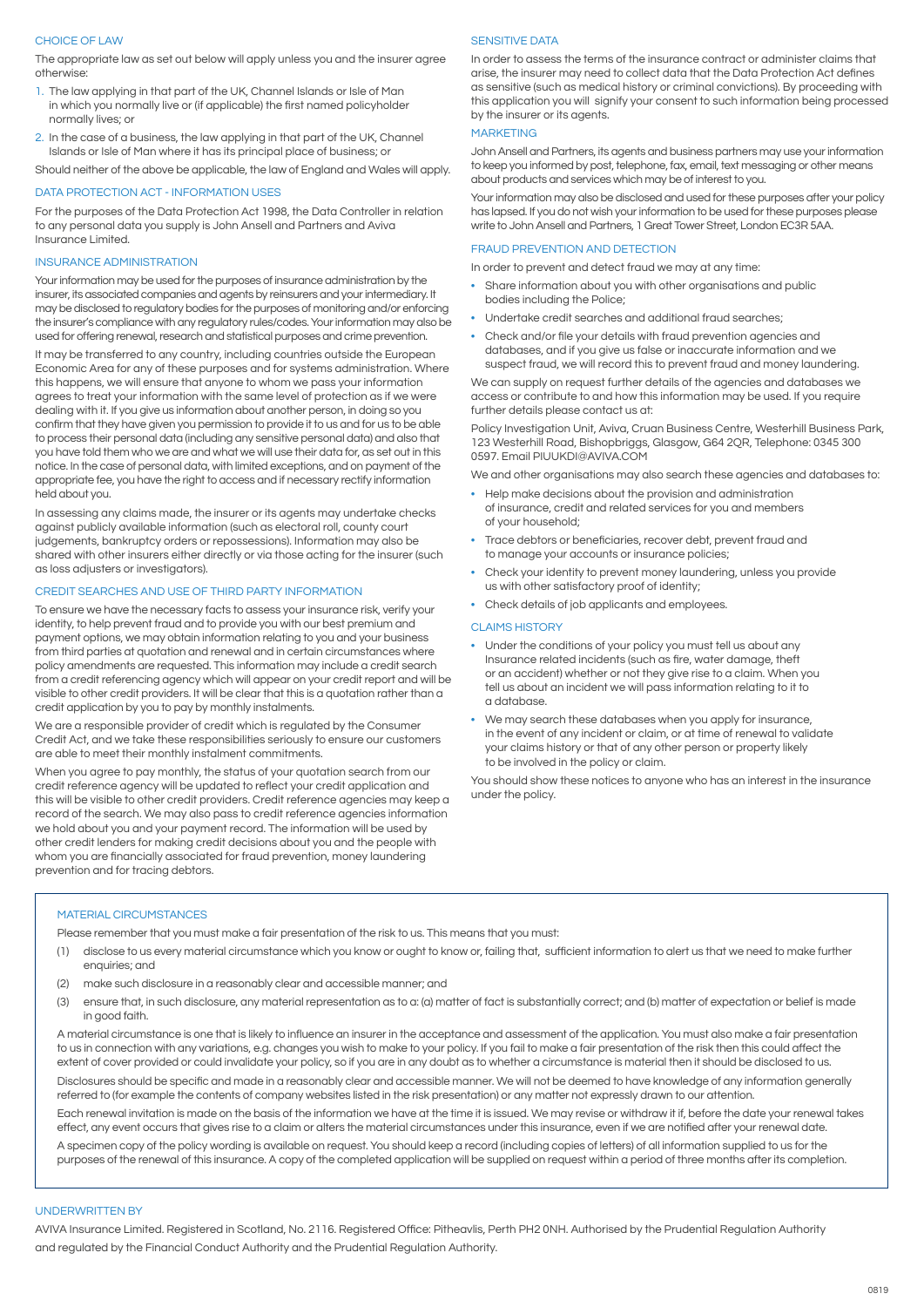## CHOICE OF LAW

The appropriate law as set out below will apply unless you and the insurer agree otherwise:

1. The law applying in that part of the UK, Channel Islands or Isle of Man in which you normally live or (if applicable) the first named policyholder normally lives; or
2. In the case of a business, the law applying in that part of the UK, Channel Islands or Isle of Man where it has its principal place of business; or

Should neither of the above be applicable, the law of England and Wales will apply.

## DATA PROTECTION ACT - INFORMATION USES

For the purposes of the Data Protection Act 1998, the Data Controller in relation to any personal data you supply is John Ansell and Partners and Aviva Insurance Limited.

## INSURANCE ADMINISTRATION

Your information may be used for the purposes of insurance administration by the insurer, its associated companies and agents by reinsurers and your intermediary. It may be disclosed to regulatory bodies for the purposes of monitoring and/or enforcing the insurer's compliance with any regulatory rules/codes. Your information may also be used for offering renewal, research and statistical purposes and crime prevention.

It may be transferred to any country, including countries outside the European Economic Area for any of these purposes and for systems administration. Where this happens, we will ensure that anyone to whom we pass your information agrees to treat your information with the same level of protection as if we were dealing with it. If you give us information about another person, in doing so you confirm that they have given you permission to provide it to us and for us to be able to process their personal data (including any sensitive personal data) and also that you have told them who we are and what we will use their data for, as set out in this notice. In the case of personal data, with limited exceptions, and on payment of the appropriate fee, you have the right to access and if necessary rectify information held about you.

In assessing any claims made, the insurer or its agents may undertake checks against publicly available information (such as electoral roll, county court judgements, bankruptcy orders or repossessions). Information may also be shared with other insurers either directly or via those acting for the insurer (such as loss adjusters or investigators).

## CREDIT SEARCHES AND USE OF THIRD PARTY INFORMATION

To ensure we have the necessary facts to assess your insurance risk, verify your identity, to help prevent fraud and to provide you with our best premium and payment options, we may obtain information relating to you and your business from third parties at quotation and renewal and in certain circumstances where policy amendments are requested. This information may include a credit search from a credit referencing agency which will appear on your credit report and will be visible to other credit providers. It will be clear that this is a quotation rather than a credit application by you to pay by monthly instalments.

We are a responsible provider of credit which is regulated by the Consumer Credit Act, and we take these responsibilities seriously to ensure our customers are able to meet their monthly instalment commitments.

When you agree to pay monthly, the status of your quotation search from our credit reference agency will be updated to reflect your credit application and this will be visible to other credit providers. Credit reference agencies may keep a record of the search. We may also pass to credit reference agencies information we hold about you and your payment record. The information will be used by other credit lenders for making credit decisions about you and the people with whom you are financially associated for fraud prevention, money laundering prevention and for tracing debtors.

## SENSITIVE DATA

In order to assess the terms of the insurance contract or administer claims that arise, the insurer may need to collect data that the Data Protection Act defines as sensitive (such as medical history or criminal convictions). By proceeding with this application you will signify your consent to such information being processed by the insurer or its agents.

## MARKETING

John Ansell and Partners, its agents and business partners may use your information to keep you informed by post, telephone, fax, email, text messaging or other means about products and services which may be of interest to you.

Your information may also be disclosed and used for these purposes after your policy has lapsed. If you do not wish your information to be used for these purposes please write to John Ansell and Partners, 1 Great Tower Street, London EC3R 5AA.

## FRAUD PREVENTION AND DETECTION

In order to prevent and detect fraud we may at any time:

- Share information about you with other organisations and public bodies including the Police;
- Undertake credit searches and additional fraud searches;
- Check and/or file your details with fraud prevention agencies and databases, and if you give us false or inaccurate information and we suspect fraud, we will record this to prevent fraud and money laundering.

We can supply on request further details of the agencies and databases we access or contribute to and how this information may be used. If you require further details please contact us at:

Policy Investigation Unit, Aviva, Cruan Business Centre, Westerhill Business Park, 123 Westerhill Road, Bishopbriggs, Glasgow, G64 2QR, Telephone: 0345 300 0597. Email PIUUKDI@AVIVA.COM

We and other organisations may also search these agencies and databases to:

- Help make decisions about the provision and administration of insurance, credit and related services for you and members of your household;
- Trace debtors or beneficiaries, recover debt, prevent fraud and to manage your accounts or insurance policies;
- Check your identity to prevent money laundering, unless you provide us with other satisfactory proof of identity;
- Check details of job applicants and employees.

## CLAIMS HISTORY

- Under the conditions of your policy you must tell us about any Insurance related incidents (such as fire, water damage, theft or an accident) whether or not they give rise to a claim. When you tell us about an incident we will pass information relating to it to a database.
- We may search these databases when you apply for insurance, in the event of any incident or claim, or at time of renewal to validate your claims history or that of any other person or property likely to be involved in the policy or claim.

You should show these notices to anyone who has an interest in the insurance under the policy.

## MATERIAL CIRCUMSTANCES

Please remember that you must make a fair presentation of the risk to us. This means that you must:

(1) disclose to us every material circumstance which you know or ought to know or, failing that, sufficient information to alert us that we need to make further enquiries; and

(2) make such disclosure in a reasonably clear and accessible manner; and

(3) ensure that, in such disclosure, any material representation as to a: (a) matter of fact is substantially correct; and (b) matter of expectation or belief is made in good faith.

A material circumstance is one that is likely to influence an insurer in the acceptance and assessment of the application. You must also make a fair presentation to us in connection with any variations, e.g. changes you wish to make to your policy. If you fail to make a fair presentation of the risk then this could affect the extent of cover provided or could invalidate your policy, so if you are in any doubt as to whether a circumstance is material then it should be disclosed to us.

Disclosures should be specific and made in a reasonably clear and accessible manner. We will not be deemed to have knowledge of any information generally referred to (for example the contents of company websites listed in the risk presentation) or any matter not expressly drawn to our attention.

Each renewal invitation is made on the basis of the information we have at the time it is issued. We may revise or withdraw it if, before the date your renewal takes effect, any event occurs that gives rise to a claim or alters the material circumstances under this insurance, even if we are notified after your renewal date.

A specimen copy of the policy wording is available on request. You should keep a record (including copies of letters) of all information supplied to us for the purposes of the renewal of this insurance. A copy of the completed application will be supplied on request within a period of three months after its completion.

## UNDERWRITTEN BY

AVIVA Insurance Limited. Registered in Scotland, No. 2116. Registered Office: Pitheavlis, Perth PH2 0NH. Authorised by the Prudential Regulation Authority and regulated by the Financial Conduct Authority and the Prudential Regulation Authority.

0819